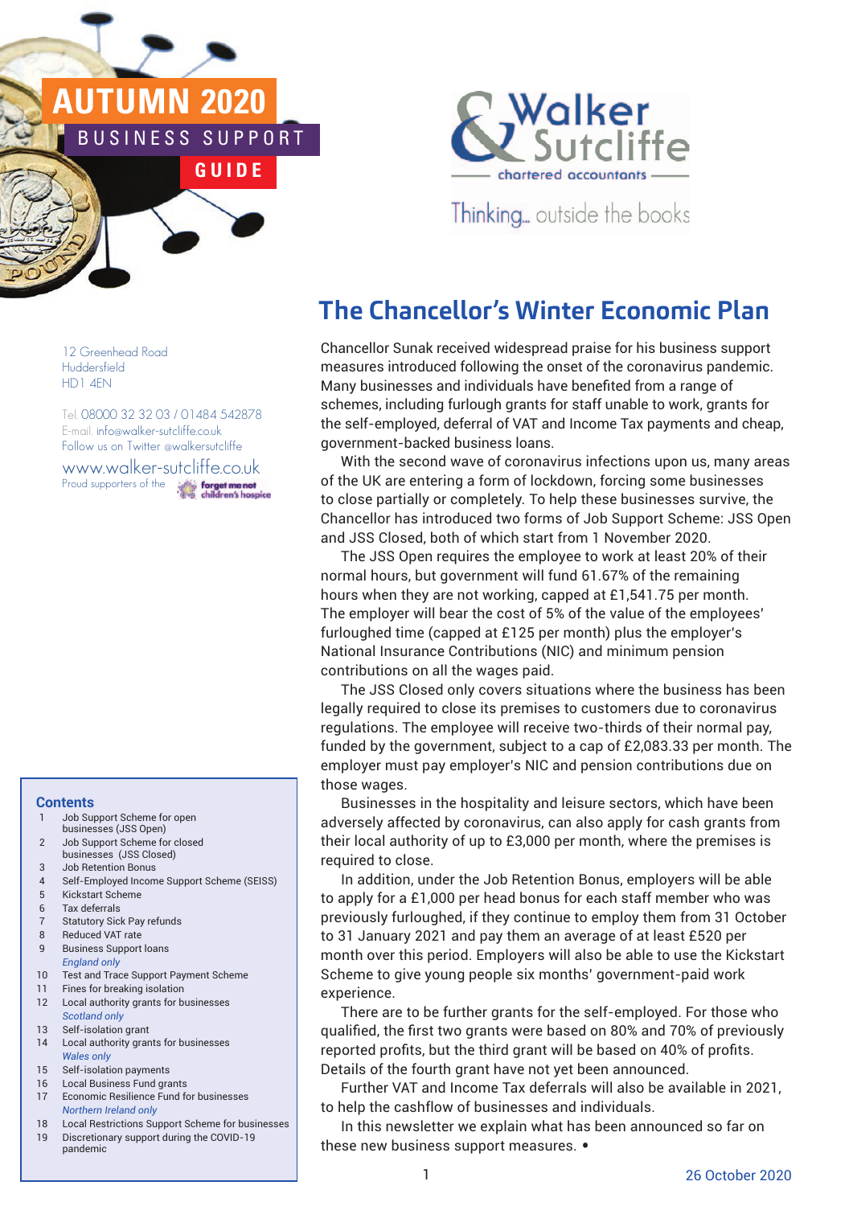# AUTUMN 2020 BUSINESS SUPPORT GUIDE

**Walker & Sutcliffe** chartered accountants

Thinking... outside the books

12 Greenhead Road
Huddersfield
HD1 4EN

Tel: 08000 32 32 03 / 01484 542878
E-mail: info@walker-sutcliffe.co.uk
Follow us on Twitter @walkersutcliffe

www.walker-sutcliffe.co.uk
Proud supporters of the forget me not children's hospice

## The Chancellor's Winter Economic Plan

Chancellor Sunak received widespread praise for his business support measures introduced following the onset of the coronavirus pandemic. Many businesses and individuals have benefited from a range of schemes, including furlough grants for staff unable to work, grants for the self-employed, deferral of VAT and Income Tax payments and cheap, government-backed business loans.

With the second wave of coronavirus infections upon us, many areas of the UK are entering a form of lockdown, forcing some businesses to close partially or completely. To help these businesses survive, the Chancellor has introduced two forms of Job Support Scheme: JSS Open and JSS Closed, both of which start from 1 November 2020.

The JSS Open requires the employee to work at least 20% of their normal hours, but government will fund 61.67% of the remaining hours when they are not working, capped at £1,541.75 per month. The employer will bear the cost of 5% of the value of the employees' furloughed time (capped at £125 per month) plus the employer's National Insurance Contributions (NIC) and minimum pension contributions on all the wages paid.

The JSS Closed only covers situations where the business has been legally required to close its premises to customers due to coronavirus regulations. The employee will receive two-thirds of their normal pay, funded by the government, subject to a cap of £2,083.33 per month. The employer must pay employer's NIC and pension contributions due on those wages.

Businesses in the hospitality and leisure sectors, which have been adversely affected by coronavirus, can also apply for cash grants from their local authority of up to £3,000 per month, where the premises is required to close.

In addition, under the Job Retention Bonus, employers will be able to apply for a £1,000 per head bonus for each staff member who was previously furloughed, if they continue to employ them from 31 October to 31 January 2021 and pay them an average of at least £520 per month over this period. Employers will also be able to use the Kickstart Scheme to give young people six months' government-paid work experience.

There are to be further grants for the self-employed. For those who qualified, the first two grants were based on 80% and 70% of previously reported profits, but the third grant will be based on 40% of profits. Details of the fourth grant have not yet been announced.

Further VAT and Income Tax deferrals will also be available in 2021, to help the cashflow of businesses and individuals.

In this newsletter we explain what has been announced so far on these new business support measures. •

### Contents

1. Job Support Scheme for open businesses (JSS Open)
2. Job Support Scheme for closed businesses (JSS Closed)
3. Job Retention Bonus
4. Self-Employed Income Support Scheme (SEISS)
5. Kickstart Scheme
6. Tax deferrals
7. Statutory Sick Pay refunds
8. Reduced VAT rate
9. Business Support loans

*England only*

10. Test and Trace Support Payment Scheme
11. Fines for breaking isolation
12. Local authority grants for businesses

*Scotland only*

13. Self-isolation grant
14. Local authority grants for businesses

*Wales only*

15. Self-isolation payments
16. Local Business Fund grants
17. Economic Resilience Fund for businesses

*Northern Ireland only*

18. Local Restrictions Support Scheme for businesses
19. Discretionary support during the COVID-19 pandemic

26 October 2020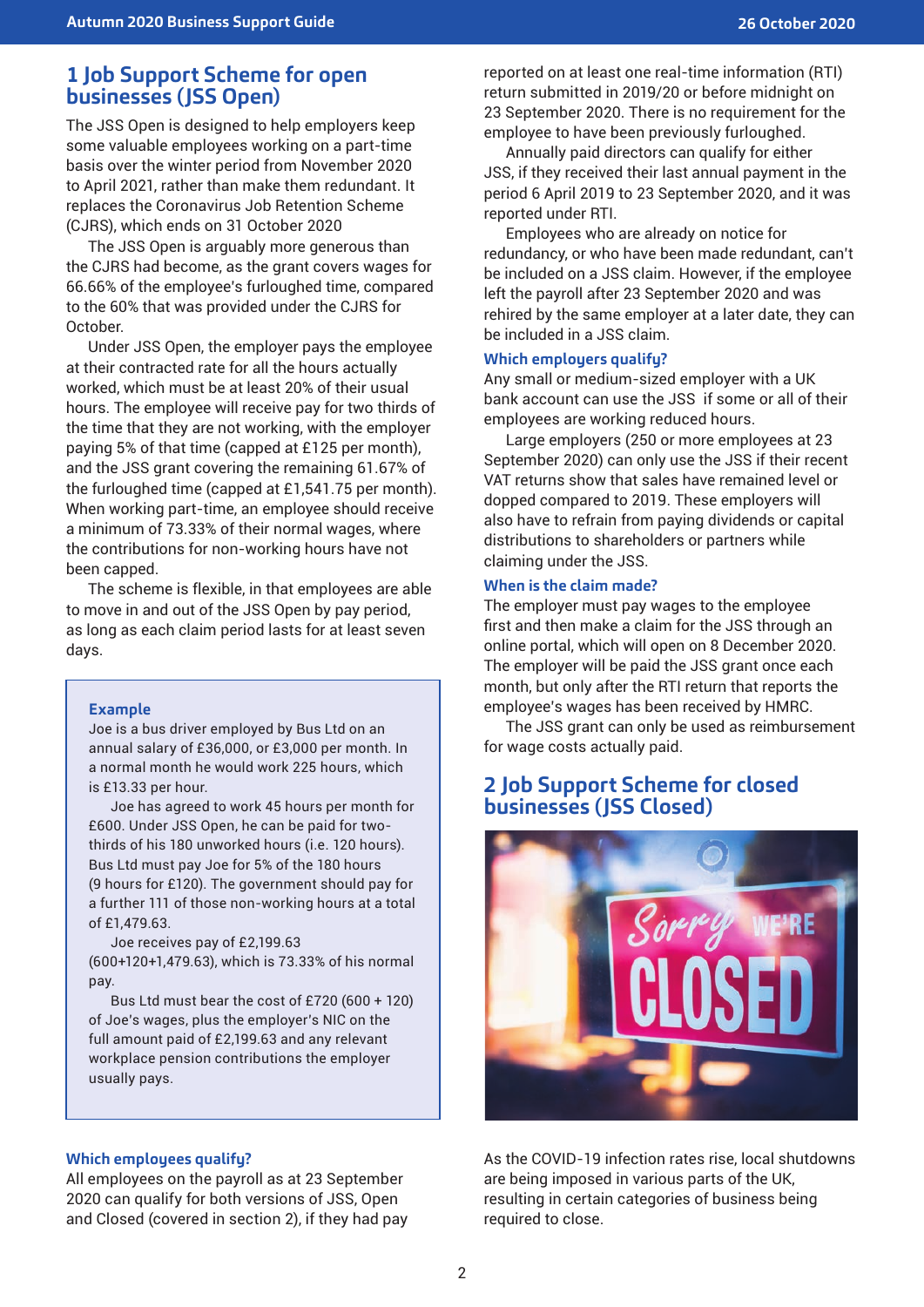## 1 Job Support Scheme for open businesses (JSS Open)

The JSS Open is designed to help employers keep some valuable employees working on a part-time basis over the winter period from November 2020 to April 2021, rather than make them redundant. It replaces the Coronavirus Job Retention Scheme (CJRS), which ends on 31 October 2020

The JSS Open is arguably more generous than the CJRS had become, as the grant covers wages for 66.66% of the employee's furloughed time, compared to the 60% that was provided under the CJRS for October.

Under JSS Open, the employer pays the employee at their contracted rate for all the hours actually worked, which must be at least 20% of their usual hours. The employee will receive pay for two thirds of the time that they are not working, with the employer paying 5% of that time (capped at £125 per month), and the JSS grant covering the remaining 61.67% of the furloughed time (capped at £1,541.75 per month). When working part-time, an employee should receive a minimum of 73.33% of their normal wages, where the contributions for non-working hours have not been capped.

The scheme is flexible, in that employees are able to move in and out of the JSS Open by pay period, as long as each claim period lasts for at least seven days.

> **Example**
>
> Joe is a bus driver employed by Bus Ltd on an annual salary of £36,000, or £3,000 per month. In a normal month he would work 225 hours, which is £13.33 per hour.
>
> Joe has agreed to work 45 hours per month for £600. Under JSS Open, he can be paid for two-thirds of his 180 unworked hours (i.e. 120 hours). Bus Ltd must pay Joe for 5% of the 180 hours (9 hours for £120). The government should pay for a further 111 of those non-working hours at a total of £1,479.63.
>
> Joe receives pay of £2,199.63 (600+120+1,479.63), which is 73.33% of his normal pay.
>
> Bus Ltd must bear the cost of £720 (600 + 120) of Joe's wages, plus the employer's NIC on the full amount paid of £2,199.63 and any relevant workplace pension contributions the employer usually pays.

### Which employees qualify?

All employees on the payroll as at 23 September 2020 can qualify for both versions of JSS, Open and Closed (covered in section 2), if they had pay reported on at least one real-time information (RTI) return submitted in 2019/20 or before midnight on 23 September 2020. There is no requirement for the employee to have been previously furloughed.

Annually paid directors can qualify for either JSS, if they received their last annual payment in the period 6 April 2019 to 23 September 2020, and it was reported under RTI.

Employees who are already on notice for redundancy, or who have been made redundant, can't be included on a JSS claim. However, if the employee left the payroll after 23 September 2020 and was rehired by the same employer at a later date, they can be included in a JSS claim.

### Which employers qualify?

Any small or medium-sized employer with a UK bank account can use the JSS if some or all of their employees are working reduced hours.

Large employers (250 or more employees at 23 September 2020) can only use the JSS if their recent VAT returns show that sales have remained level or dopped compared to 2019. These employers will also have to refrain from paying dividends or capital distributions to shareholders or partners while claiming under the JSS.

### When is the claim made?

The employer must pay wages to the employee first and then make a claim for the JSS through an online portal, which will open on 8 December 2020. The employer will be paid the JSS grant once each month, but only after the RTI return that reports the employee's wages has been received by HMRC.

The JSS grant can only be used as reimbursement for wage costs actually paid.

## 2 Job Support Scheme for closed businesses (JSS Closed)

As the COVID-19 infection rates rise, local shutdowns are being imposed in various parts of the UK, resulting in certain categories of business being required to close.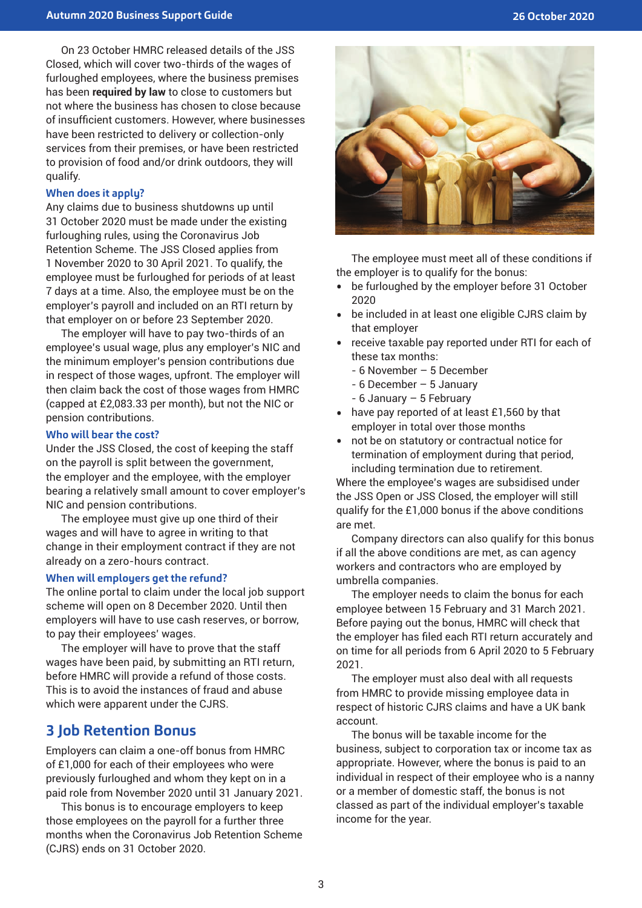On 23 October HMRC released details of the JSS Closed, which will cover two-thirds of the wages of furloughed employees, where the business premises has been **required by law** to close to customers but not where the business has chosen to close because of insufficient customers. However, where businesses have been restricted to delivery or collection-only services from their premises, or have been restricted to provision of food and/or drink outdoors, they will qualify.

### When does it apply?

Any claims due to business shutdowns up until 31 October 2020 must be made under the existing furloughing rules, using the Coronavirus Job Retention Scheme. The JSS Closed applies from 1 November 2020 to 30 April 2021. To qualify, the employee must be furloughed for periods of at least 7 days at a time. Also, the employee must be on the employer's payroll and included on an RTI return by that employer on or before 23 September 2020.

The employer will have to pay two-thirds of an employee's usual wage, plus any employer's NIC and the minimum employer's pension contributions due in respect of those wages, upfront. The employer will then claim back the cost of those wages from HMRC (capped at £2,083.33 per month), but not the NIC or pension contributions.

### Who will bear the cost?

Under the JSS Closed, the cost of keeping the staff on the payroll is split between the government, the employer and the employee, with the employer bearing a relatively small amount to cover employer's NIC and pension contributions.

The employee must give up one third of their wages and will have to agree in writing to that change in their employment contract if they are not already on a zero-hours contract.

### When will employers get the refund?

The online portal to claim under the local job support scheme will open on 8 December 2020. Until then employers will have to use cash reserves, or borrow, to pay their employees' wages.

The employer will have to prove that the staff wages have been paid, by submitting an RTI return, before HMRC will provide a refund of those costs. This is to avoid the instances of fraud and abuse which were apparent under the CJRS.

## 3 Job Retention Bonus

Employers can claim a one-off bonus from HMRC of £1,000 for each of their employees who were previously furloughed and whom they kept on in a paid role from November 2020 until 31 January 2021.

This bonus is to encourage employers to keep those employees on the payroll for a further three months when the Coronavirus Job Retention Scheme (CJRS) ends on 31 October 2020.

The employee must meet all of these conditions if the employer is to qualify for the bonus:

- be furloughed by the employer before 31 October 2020
- be included in at least one eligible CJRS claim by that employer
- receive taxable pay reported under RTI for each of these tax months:
  - 6 November – 5 December
  - 6 December – 5 January
  - 6 January – 5 February
- have pay reported of at least £1,560 by that employer in total over those months
- not be on statutory or contractual notice for termination of employment during that period, including termination due to retirement.

Where the employee's wages are subsidised under the JSS Open or JSS Closed, the employer will still qualify for the £1,000 bonus if the above conditions are met.

Company directors can also qualify for this bonus if all the above conditions are met, as can agency workers and contractors who are employed by umbrella companies.

The employer needs to claim the bonus for each employee between 15 February and 31 March 2021. Before paying out the bonus, HMRC will check that the employer has filed each RTI return accurately and on time for all periods from 6 April 2020 to 5 February 2021.

The employer must also deal with all requests from HMRC to provide missing employee data in respect of historic CJRS claims and have a UK bank account.

The bonus will be taxable income for the business, subject to corporation tax or income tax as appropriate. However, where the bonus is paid to an individual in respect of their employee who is a nanny or a member of domestic staff, the bonus is not classed as part of the individual employer's taxable income for the year.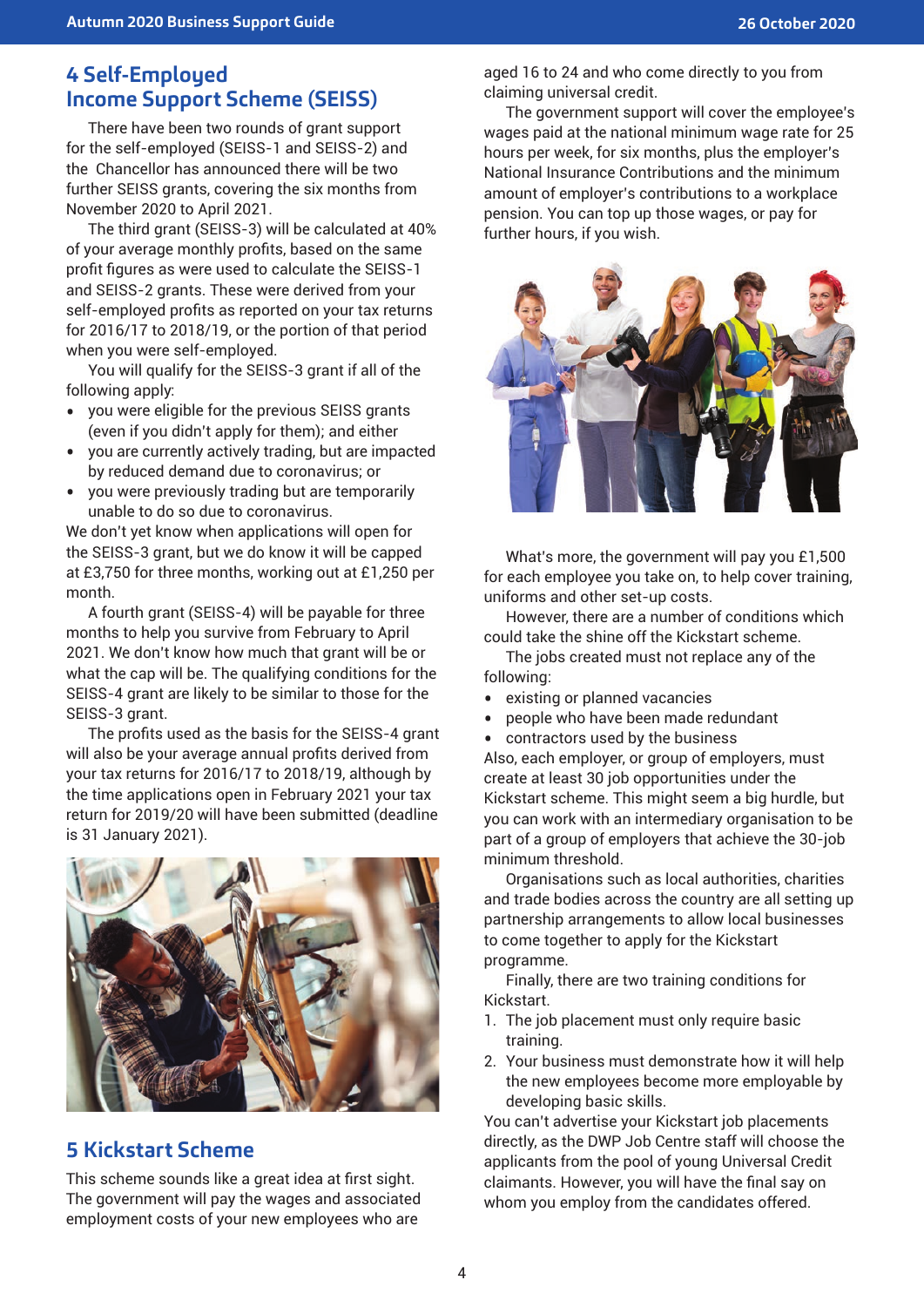## 4 Self-Employed Income Support Scheme (SEISS)

There have been two rounds of grant support for the self-employed (SEISS-1 and SEISS-2) and the Chancellor has announced there will be two further SEISS grants, covering the six months from November 2020 to April 2021.

The third grant (SEISS-3) will be calculated at 40% of your average monthly profits, based on the same profit figures as were used to calculate the SEISS-1 and SEISS-2 grants. These were derived from your self-employed profits as reported on your tax returns for 2016/17 to 2018/19, or the portion of that period when you were self-employed.

You will qualify for the SEISS-3 grant if all of the following apply:

- you were eligible for the previous SEISS grants (even if you didn't apply for them); and either
- you are currently actively trading, but are impacted by reduced demand due to coronavirus; or
- you were previously trading but are temporarily unable to do so due to coronavirus.

We don't yet know when applications will open for the SEISS-3 grant, but we do know it will be capped at £3,750 for three months, working out at £1,250 per month.

A fourth grant (SEISS-4) will be payable for three months to help you survive from February to April 2021. We don't know how much that grant will be or what the cap will be. The qualifying conditions for the SEISS-4 grant are likely to be similar to those for the SEISS-3 grant.

The profits used as the basis for the SEISS-4 grant will also be your average annual profits derived from your tax returns for 2016/17 to 2018/19, although by the time applications open in February 2021 your tax return for 2019/20 will have been submitted (deadline is 31 January 2021).

## 5 Kickstart Scheme

This scheme sounds like a great idea at first sight. The government will pay the wages and associated employment costs of your new employees who are aged 16 to 24 and who come directly to you from claiming universal credit.

The government support will cover the employee's wages paid at the national minimum wage rate for 25 hours per week, for six months, plus the employer's National Insurance Contributions and the minimum amount of employer's contributions to a workplace pension. You can top up those wages, or pay for further hours, if you wish.

What's more, the government will pay you £1,500 for each employee you take on, to help cover training, uniforms and other set-up costs.

However, there are a number of conditions which could take the shine off the Kickstart scheme.

The jobs created must not replace any of the following:

- existing or planned vacancies
- people who have been made redundant
- contractors used by the business

Also, each employer, or group of employers, must create at least 30 job opportunities under the Kickstart scheme. This might seem a big hurdle, but you can work with an intermediary organisation to be part of a group of employers that achieve the 30-job minimum threshold.

Organisations such as local authorities, charities and trade bodies across the country are all setting up partnership arrangements to allow local businesses to come together to apply for the Kickstart programme.

Finally, there are two training conditions for Kickstart.

1. The job placement must only require basic training.
2. Your business must demonstrate how it will help the new employees become more employable by developing basic skills.

You can't advertise your Kickstart job placements directly, as the DWP Job Centre staff will choose the applicants from the pool of young Universal Credit claimants. However, you will have the final say on whom you employ from the candidates offered.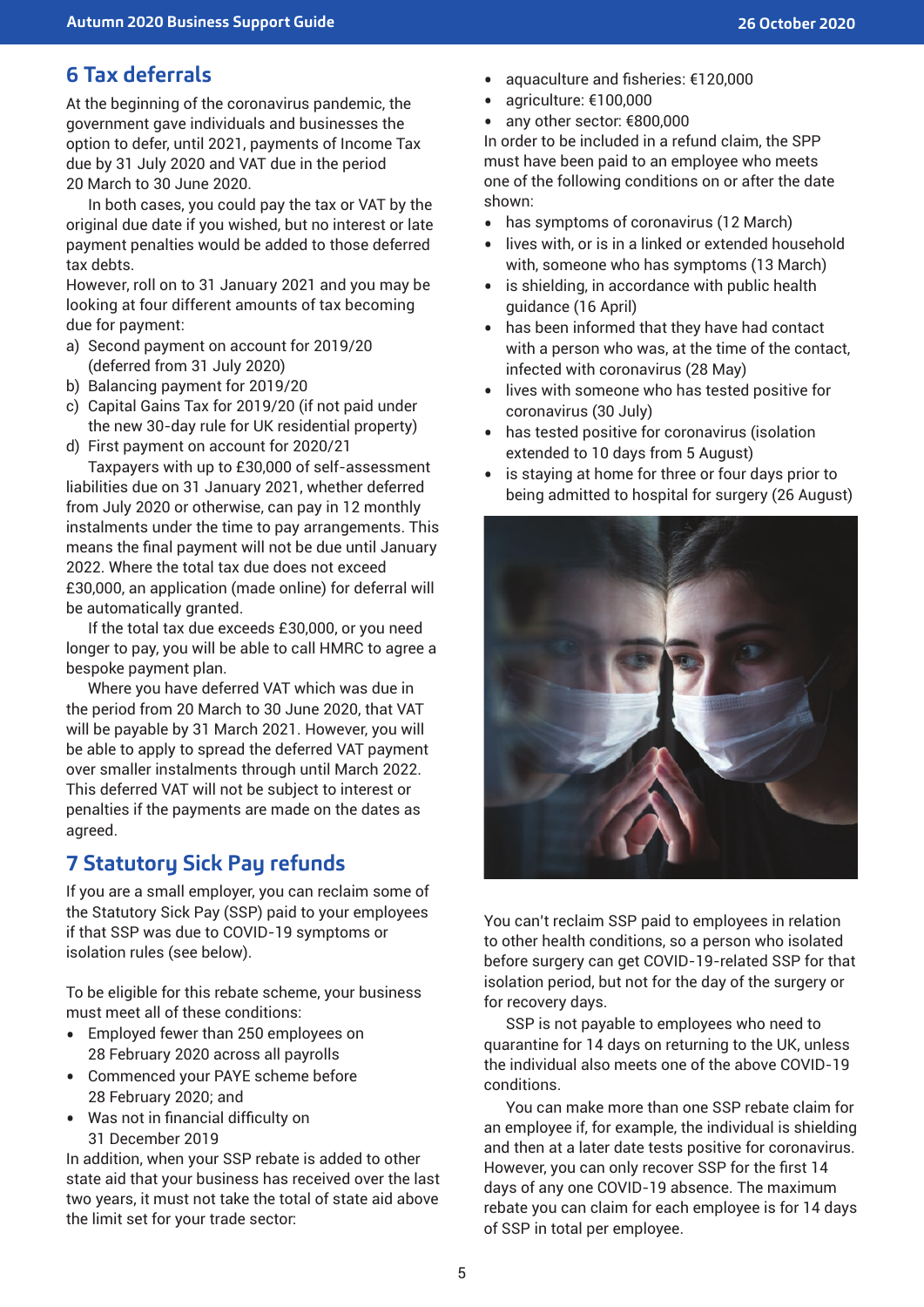## 6 Tax deferrals

At the beginning of the coronavirus pandemic, the government gave individuals and businesses the option to defer, until 2021, payments of Income Tax due by 31 July 2020 and VAT due in the period 20 March to 30 June 2020.

In both cases, you could pay the tax or VAT by the original due date if you wished, but no interest or late payment penalties would be added to those deferred tax debts.

However, roll on to 31 January 2021 and you may be looking at four different amounts of tax becoming due for payment:

a) Second payment on account for 2019/20 (deferred from 31 July 2020)
b) Balancing payment for 2019/20
c) Capital Gains Tax for 2019/20 (if not paid under the new 30-day rule for UK residential property)
d) First payment on account for 2020/21

Taxpayers with up to £30,000 of self-assessment liabilities due on 31 January 2021, whether deferred from July 2020 or otherwise, can pay in 12 monthly instalments under the time to pay arrangements. This means the final payment will not be due until January 2022. Where the total tax due does not exceed £30,000, an application (made online) for deferral will be automatically granted.

If the total tax due exceeds £30,000, or you need longer to pay, you will be able to call HMRC to agree a bespoke payment plan.

Where you have deferred VAT which was due in the period from 20 March to 30 June 2020, that VAT will be payable by 31 March 2021. However, you will be able to apply to spread the deferred VAT payment over smaller instalments through until March 2022. This deferred VAT will not be subject to interest or penalties if the payments are made on the dates as agreed.

## 7 Statutory Sick Pay refunds

If you are a small employer, you can reclaim some of the Statutory Sick Pay (SSP) paid to your employees if that SSP was due to COVID-19 symptoms or isolation rules (see below).

To be eligible for this rebate scheme, your business must meet all of these conditions:

- Employed fewer than 250 employees on 28 February 2020 across all payrolls
- Commenced your PAYE scheme before 28 February 2020; and
- Was not in financial difficulty on 31 December 2019

In addition, when your SSP rebate is added to other state aid that your business has received over the last two years, it must not take the total of state aid above the limit set for your trade sector:

- aquaculture and fisheries: €120,000
- agriculture: €100,000
- any other sector: €800,000

In order to be included in a refund claim, the SPP must have been paid to an employee who meets one of the following conditions on or after the date shown:

- has symptoms of coronavirus (12 March)
- lives with, or is in a linked or extended household with, someone who has symptoms (13 March)
- is shielding, in accordance with public health guidance (16 April)
- has been informed that they have had contact with a person who was, at the time of the contact, infected with coronavirus (28 May)
- lives with someone who has tested positive for coronavirus (30 July)
- has tested positive for coronavirus (isolation extended to 10 days from 5 August)
- is staying at home for three or four days prior to being admitted to hospital for surgery (26 August)

You can't reclaim SSP paid to employees in relation to other health conditions, so a person who isolated before surgery can get COVID-19-related SSP for that isolation period, but not for the day of the surgery or for recovery days.

SSP is not payable to employees who need to quarantine for 14 days on returning to the UK, unless the individual also meets one of the above COVID-19 conditions.

You can make more than one SSP rebate claim for an employee if, for example, the individual is shielding and then at a later date tests positive for coronavirus. However, you can only recover SSP for the first 14 days of any one COVID-19 absence. The maximum rebate you can claim for each employee is for 14 days of SSP in total per employee.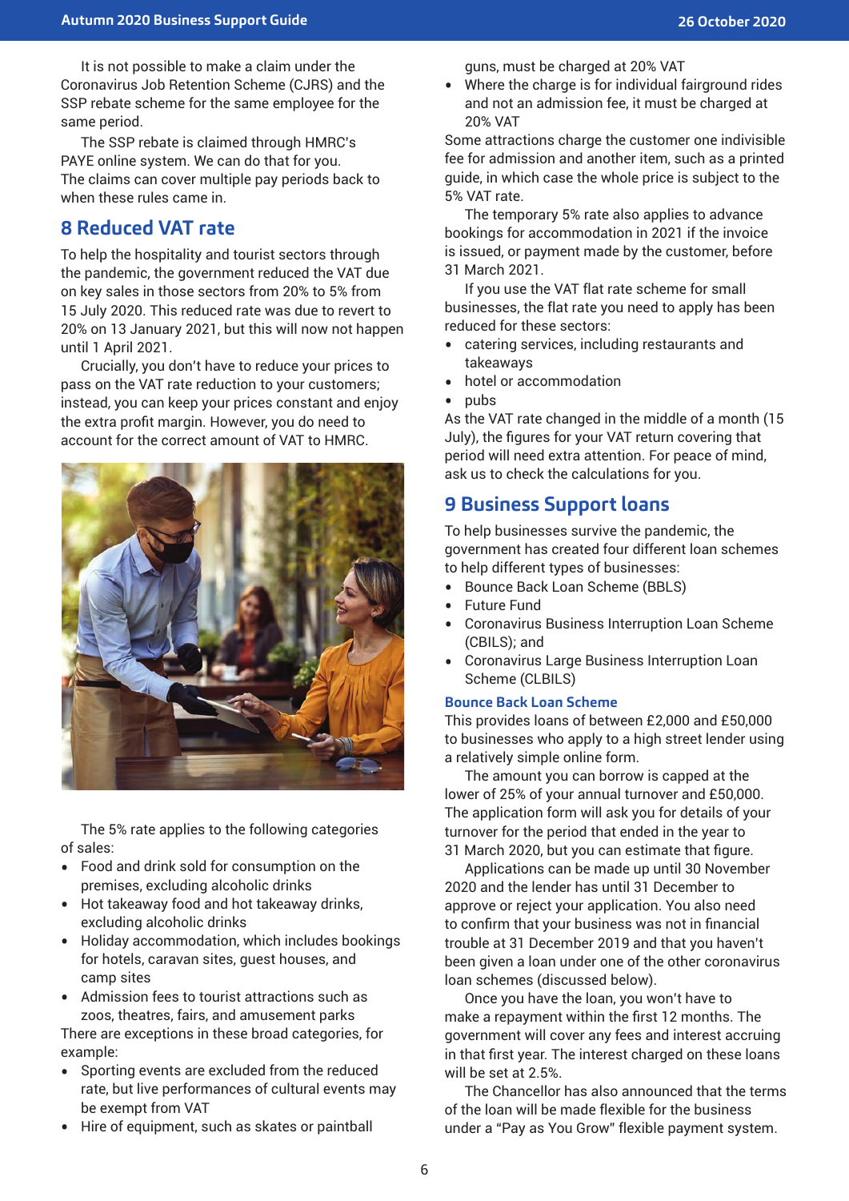It is not possible to make a claim under the Coronavirus Job Retention Scheme (CJRS) and the SSP rebate scheme for the same employee for the same period.

The SSP rebate is claimed through HMRC's PAYE online system. We can do that for you. The claims can cover multiple pay periods back to when these rules came in.

## 8 Reduced VAT rate

To help the hospitality and tourist sectors through the pandemic, the government reduced the VAT due on key sales in those sectors from 20% to 5% from 15 July 2020. This reduced rate was due to revert to 20% on 13 January 2021, but this will now not happen until 1 April 2021.

Crucially, you don't have to reduce your prices to pass on the VAT rate reduction to your customers; instead, you can keep your prices constant and enjoy the extra profit margin. However, you do need to account for the correct amount of VAT to HMRC.

The 5% rate applies to the following categories of sales:

- Food and drink sold for consumption on the premises, excluding alcoholic drinks
- Hot takeaway food and hot takeaway drinks, excluding alcoholic drinks
- Holiday accommodation, which includes bookings for hotels, caravan sites, guest houses, and camp sites
- Admission fees to tourist attractions such as zoos, theatres, fairs, and amusement parks

There are exceptions in these broad categories, for example:

- Sporting events are excluded from the reduced rate, but live performances of cultural events may be exempt from VAT
- Hire of equipment, such as skates or paintball guns, must be charged at 20% VAT
- Where the charge is for individual fairground rides and not an admission fee, it must be charged at 20% VAT

Some attractions charge the customer one indivisible fee for admission and another item, such as a printed guide, in which case the whole price is subject to the 5% VAT rate.

The temporary 5% rate also applies to advance bookings for accommodation in 2021 if the invoice is issued, or payment made by the customer, before 31 March 2021.

If you use the VAT flat rate scheme for small businesses, the flat rate you need to apply has been reduced for these sectors:

- catering services, including restaurants and takeaways
- hotel or accommodation
- pubs

As the VAT rate changed in the middle of a month (15 July), the figures for your VAT return covering that period will need extra attention. For peace of mind, ask us to check the calculations for you.

## 9 Business Support loans

To help businesses survive the pandemic, the government has created four different loan schemes to help different types of businesses:

- Bounce Back Loan Scheme (BBLS)
- Future Fund
- Coronavirus Business Interruption Loan Scheme (CBILS); and
- Coronavirus Large Business Interruption Loan Scheme (CLBILS)

### Bounce Back Loan Scheme

This provides loans of between £2,000 and £50,000 to businesses who apply to a high street lender using a relatively simple online form.

The amount you can borrow is capped at the lower of 25% of your annual turnover and £50,000. The application form will ask you for details of your turnover for the period that ended in the year to 31 March 2020, but you can estimate that figure.

Applications can be made up until 30 November 2020 and the lender has until 31 December to approve or reject your application. You also need to confirm that your business was not in financial trouble at 31 December 2019 and that you haven't been given a loan under one of the other coronavirus loan schemes (discussed below).

Once you have the loan, you won't have to make a repayment within the first 12 months. The government will cover any fees and interest accruing in that first year. The interest charged on these loans will be set at 2.5%.

The Chancellor has also announced that the terms of the loan will be made flexible for the business under a "Pay as You Grow" flexible payment system.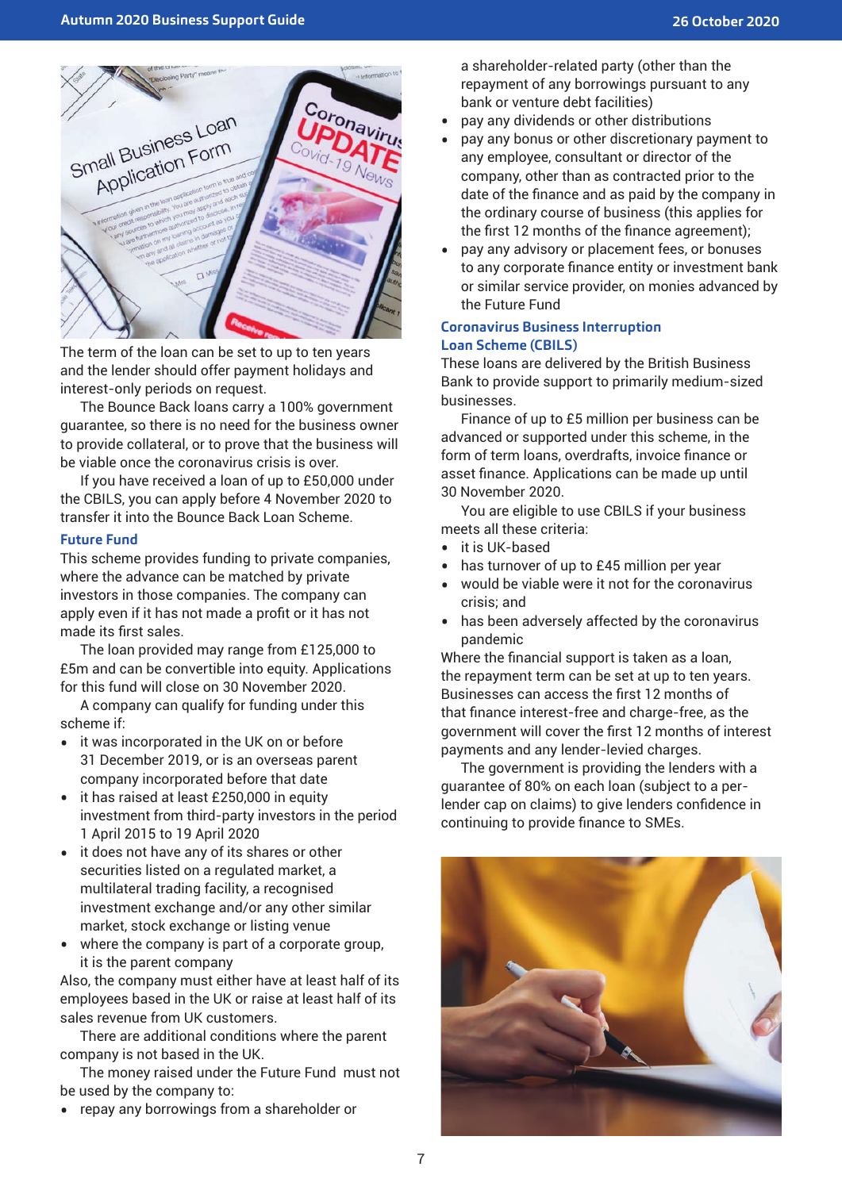The term of the loan can be set to up to ten years and the lender should offer payment holidays and interest-only periods on request.

The Bounce Back loans carry a 100% government guarantee, so there is no need for the business owner to provide collateral, or to prove that the business will be viable once the coronavirus crisis is over.

If you have received a loan of up to £50,000 under the CBILS, you can apply before 4 November 2020 to transfer it into the Bounce Back Loan Scheme.

### Future Fund

This scheme provides funding to private companies, where the advance can be matched by private investors in those companies. The company can apply even if it has not made a profit or it has not made its first sales.

The loan provided may range from £125,000 to £5m and can be convertible into equity. Applications for this fund will close on 30 November 2020.

A company can qualify for funding under this scheme if:

- it was incorporated in the UK on or before 31 December 2019, or is an overseas parent company incorporated before that date
- it has raised at least £250,000 in equity investment from third-party investors in the period 1 April 2015 to 19 April 2020
- it does not have any of its shares or other securities listed on a regulated market, a multilateral trading facility, a recognised investment exchange and/or any other similar market, stock exchange or listing venue
- where the company is part of a corporate group, it is the parent company

Also, the company must either have at least half of its employees based in the UK or raise at least half of its sales revenue from UK customers.

There are additional conditions where the parent company is not based in the UK.

The money raised under the Future Fund must not be used by the company to:

- repay any borrowings from a shareholder or a shareholder-related party (other than the repayment of any borrowings pursuant to any bank or venture debt facilities)
- pay any dividends or other distributions
- pay any bonus or other discretionary payment to any employee, consultant or director of the company, other than as contracted prior to the date of the finance and as paid by the company in the ordinary course of business (this applies for the first 12 months of the finance agreement);
- pay any advisory or placement fees, or bonuses to any corporate finance entity or investment bank or similar service provider, on monies advanced by the Future Fund

### Coronavirus Business Interruption Loan Scheme (CBILS)

These loans are delivered by the British Business Bank to provide support to primarily medium-sized businesses.

Finance of up to £5 million per business can be advanced or supported under this scheme, in the form of term loans, overdrafts, invoice finance or asset finance. Applications can be made up until 30 November 2020.

You are eligible to use CBILS if your business meets all these criteria:

- it is UK-based
- has turnover of up to £45 million per year
- would be viable were it not for the coronavirus crisis; and
- has been adversely affected by the coronavirus pandemic

Where the financial support is taken as a loan, the repayment term can be set at up to ten years. Businesses can access the first 12 months of that finance interest-free and charge-free, as the government will cover the first 12 months of interest payments and any lender-levied charges.

The government is providing the lenders with a guarantee of 80% on each loan (subject to a per-lender cap on claims) to give lenders confidence in continuing to provide finance to SMEs.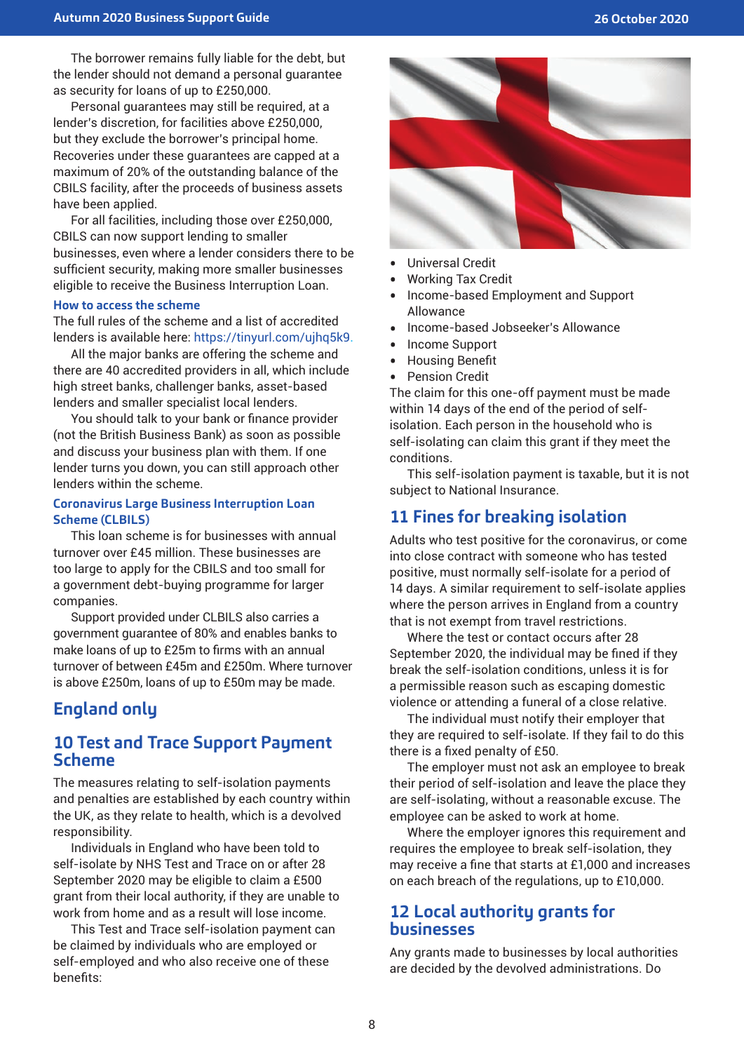The borrower remains fully liable for the debt, but the lender should not demand a personal guarantee as security for loans of up to £250,000.

Personal guarantees may still be required, at a lender's discretion, for facilities above £250,000, but they exclude the borrower's principal home. Recoveries under these guarantees are capped at a maximum of 20% of the outstanding balance of the CBILS facility, after the proceeds of business assets have been applied.

For all facilities, including those over £250,000, CBILS can now support lending to smaller businesses, even where a lender considers there to be sufficient security, making more smaller businesses eligible to receive the Business Interruption Loan.

### How to access the scheme

The full rules of the scheme and a list of accredited lenders is available here: https://tinyurl.com/ujhq5k9.

All the major banks are offering the scheme and there are 40 accredited providers in all, which include high street banks, challenger banks, asset-based lenders and smaller specialist local lenders.

You should talk to your bank or finance provider (not the British Business Bank) as soon as possible and discuss your business plan with them. If one lender turns you down, you can still approach other lenders within the scheme.

### Coronavirus Large Business Interruption Loan Scheme (CLBILS)

This loan scheme is for businesses with annual turnover over £45 million. These businesses are too large to apply for the CBILS and too small for a government debt-buying programme for larger companies.

Support provided under CLBILS also carries a government guarantee of 80% and enables banks to make loans of up to £25m to firms with an annual turnover of between £45m and £250m. Where turnover is above £250m, loans of up to £50m may be made.

# England only

## 10 Test and Trace Support Payment Scheme

The measures relating to self-isolation payments and penalties are established by each country within the UK, as they relate to health, which is a devolved responsibility.

Individuals in England who have been told to self-isolate by NHS Test and Trace on or after 28 September 2020 may be eligible to claim a £500 grant from their local authority, if they are unable to work from home and as a result will lose income.

This Test and Trace self-isolation payment can be claimed by individuals who are employed or self-employed and who also receive one of these benefits:

- Universal Credit
- Working Tax Credit
- Income-based Employment and Support Allowance
- Income-based Jobseeker's Allowance
- Income Support
- Housing Benefit
- Pension Credit

The claim for this one-off payment must be made within 14 days of the end of the period of self-isolation. Each person in the household who is self-isolating can claim this grant if they meet the conditions.

This self-isolation payment is taxable, but it is not subject to National Insurance.

## 11 Fines for breaking isolation

Adults who test positive for the coronavirus, or come into close contract with someone who has tested positive, must normally self-isolate for a period of 14 days. A similar requirement to self-isolate applies where the person arrives in England from a country that is not exempt from travel restrictions.

Where the test or contact occurs after 28 September 2020, the individual may be fined if they break the self-isolation conditions, unless it is for a permissible reason such as escaping domestic violence or attending a funeral of a close relative.

The individual must notify their employer that they are required to self-isolate. If they fail to do this there is a fixed penalty of £50.

The employer must not ask an employee to break their period of self-isolation and leave the place they are self-isolating, without a reasonable excuse. The employee can be asked to work at home.

Where the employer ignores this requirement and requires the employee to break self-isolation, they may receive a fine that starts at £1,000 and increases on each breach of the regulations, up to £10,000.

## 12 Local authority grants for businesses

Any grants made to businesses by local authorities are decided by the devolved administrations. Do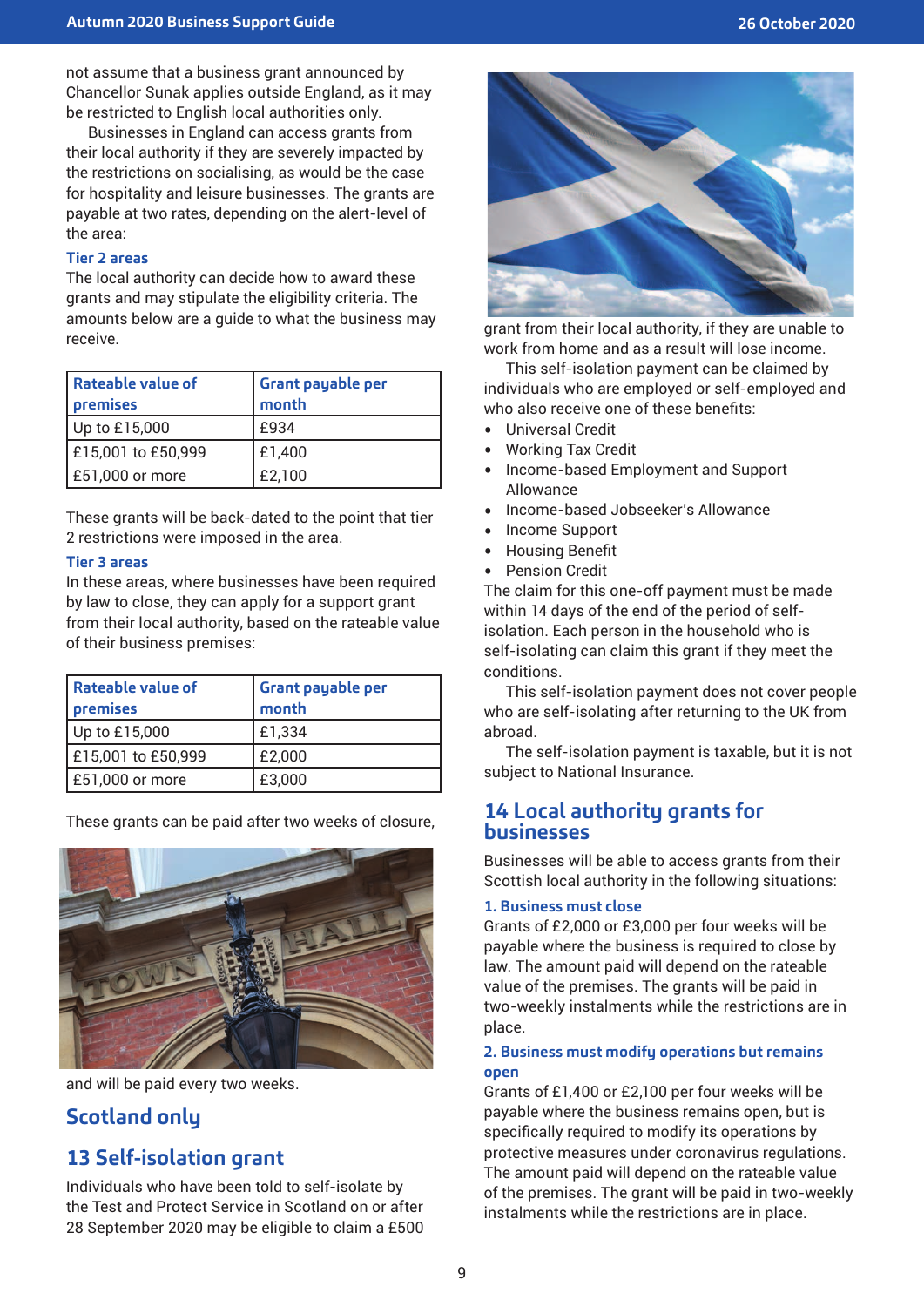not assume that a business grant announced by Chancellor Sunak applies outside England, as it may be restricted to English local authorities only.

Businesses in England can access grants from their local authority if they are severely impacted by the restrictions on socialising, as would be the case for hospitality and leisure businesses. The grants are payable at two rates, depending on the alert-level of the area:

### Tier 2 areas

The local authority can decide how to award these grants and may stipulate the eligibility criteria. The amounts below are a guide to what the business may receive.

| Rateable value of premises | Grant payable per month |
|---|---|
| Up to £15,000 | £934 |
| £15,001 to £50,999 | £1,400 |
| £51,000 or more | £2,100 |

These grants will be back-dated to the point that tier 2 restrictions were imposed in the area.

### Tier 3 areas

In these areas, where businesses have been required by law to close, they can apply for a support grant from their local authority, based on the rateable value of their business premises:

| Rateable value of premises | Grant payable per month |
|---|---|
| Up to £15,000 | £1,334 |
| £15,001 to £50,999 | £2,000 |
| £51,000 or more | £3,000 |

These grants can be paid after two weeks of closure, and will be paid every two weeks.

## Scotland only

## 13 Self-isolation grant

Individuals who have been told to self-isolate by the Test and Protect Service in Scotland on or after 28 September 2020 may be eligible to claim a £500 grant from their local authority, if they are unable to work from home and as a result will lose income.

This self-isolation payment can be claimed by individuals who are employed or self-employed and who also receive one of these benefits:

- Universal Credit
- Working Tax Credit
- Income-based Employment and Support Allowance
- Income-based Jobseeker's Allowance
- Income Support
- Housing Benefit
- Pension Credit

The claim for this one-off payment must be made within 14 days of the end of the period of self-isolation. Each person in the household who is self-isolating can claim this grant if they meet the conditions.

This self-isolation payment does not cover people who are self-isolating after returning to the UK from abroad.

The self-isolation payment is taxable, but it is not subject to National Insurance.

## 14 Local authority grants for businesses

Businesses will be able to access grants from their Scottish local authority in the following situations:

### 1. Business must close

Grants of £2,000 or £3,000 per four weeks will be payable where the business is required to close by law. The amount paid will depend on the rateable value of the premises. The grants will be paid in two-weekly instalments while the restrictions are in place.

### 2. Business must modify operations but remains open

Grants of £1,400 or £2,100 per four weeks will be payable where the business remains open, but is specifically required to modify its operations by protective measures under coronavirus regulations. The amount paid will depend on the rateable value of the premises. The grant will be paid in two-weekly instalments while the restrictions are in place.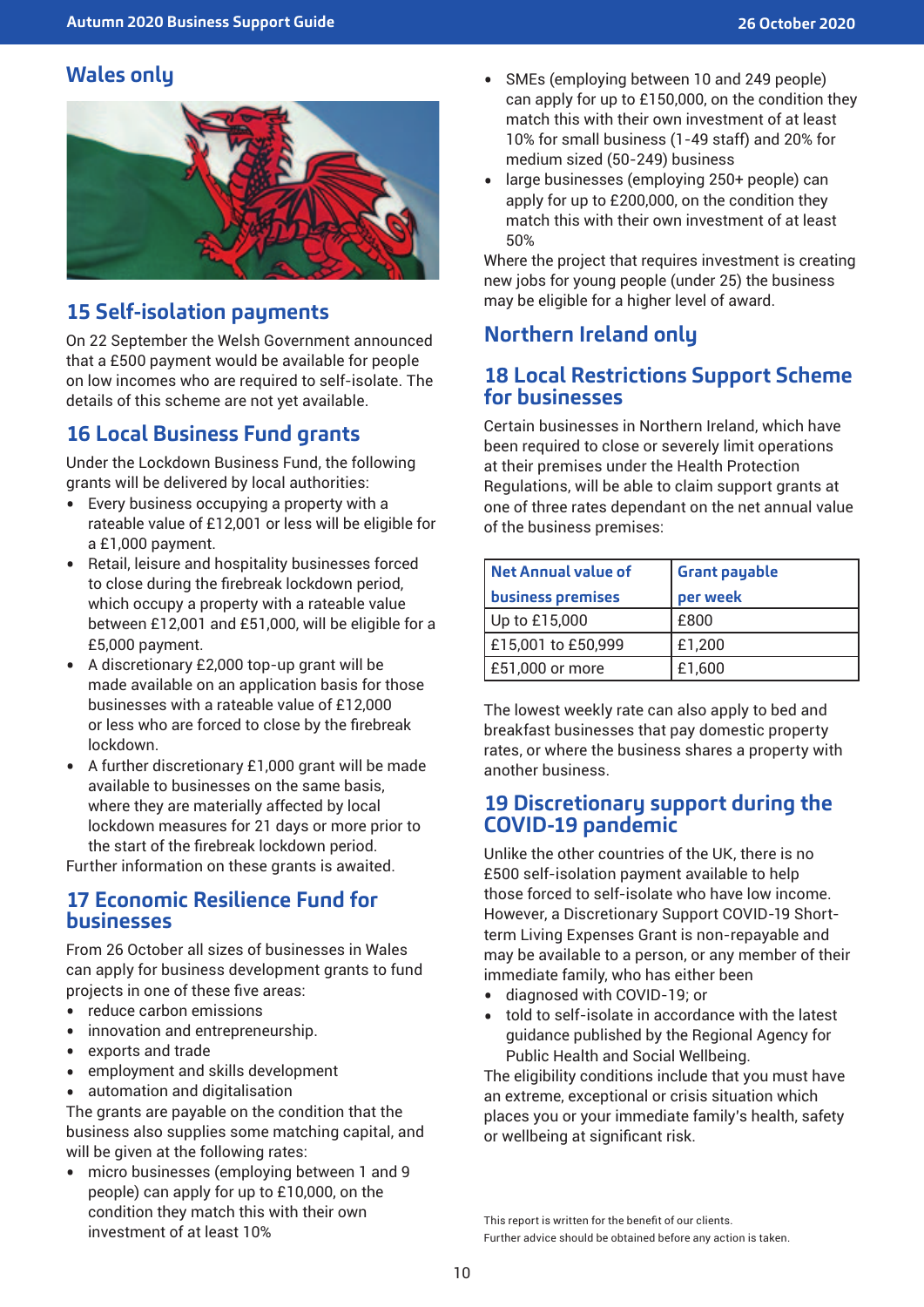## Wales only

## 15 Self-isolation payments

On 22 September the Welsh Government announced that a £500 payment would be available for people on low incomes who are required to self-isolate. The details of this scheme are not yet available.

## 16 Local Business Fund grants

Under the Lockdown Business Fund, the following grants will be delivered by local authorities:

- Every business occupying a property with a rateable value of £12,001 or less will be eligible for a £1,000 payment.
- Retail, leisure and hospitality businesses forced to close during the firebreak lockdown period, which occupy a property with a rateable value between £12,001 and £51,000, will be eligible for a £5,000 payment.
- A discretionary £2,000 top-up grant will be made available on an application basis for those businesses with a rateable value of £12,000 or less who are forced to close by the firebreak lockdown.
- A further discretionary £1,000 grant will be made available to businesses on the same basis, where they are materially affected by local lockdown measures for 21 days or more prior to the start of the firebreak lockdown period.

Further information on these grants is awaited.

## 17 Economic Resilience Fund for businesses

From 26 October all sizes of businesses in Wales can apply for business development grants to fund projects in one of these five areas:

- reduce carbon emissions
- innovation and entrepreneurship.
- exports and trade
- employment and skills development
- automation and digitalisation

The grants are payable on the condition that the business also supplies some matching capital, and will be given at the following rates:

- micro businesses (employing between 1 and 9 people) can apply for up to £10,000, on the condition they match this with their own investment of at least 10%
- SMEs (employing between 10 and 249 people) can apply for up to £150,000, on the condition they match this with their own investment of at least 10% for small business (1-49 staff) and 20% for medium sized (50-249) business
- large businesses (employing 250+ people) can apply for up to £200,000, on the condition they match this with their own investment of at least 50%

Where the project that requires investment is creating new jobs for young people (under 25) the business may be eligible for a higher level of award.

## Northern Ireland only

## 18 Local Restrictions Support Scheme for businesses

Certain businesses in Northern Ireland, which have been required to close or severely limit operations at their premises under the Health Protection Regulations, will be able to claim support grants at one of three rates dependant on the net annual value of the business premises:

| Net Annual value of business premises | Grant payable per week |
|---|---|
| Up to £15,000 | £800 |
| £15,001 to £50,999 | £1,200 |
| £51,000 or more | £1,600 |

The lowest weekly rate can also apply to bed and breakfast businesses that pay domestic property rates, or where the business shares a property with another business.

## 19 Discretionary support during the COVID-19 pandemic

Unlike the other countries of the UK, there is no £500 self-isolation payment available to help those forced to self-isolate who have low income. However, a Discretionary Support COVID-19 Short-term Living Expenses Grant is non-repayable and may be available to a person, or any member of their immediate family, who has either been

- diagnosed with COVID-19; or
- told to self-isolate in accordance with the latest guidance published by the Regional Agency for Public Health and Social Wellbeing.

The eligibility conditions include that you must have an extreme, exceptional or crisis situation which places you or your immediate family's health, safety or wellbeing at significant risk.

This report is written for the benefit of our clients.
Further advice should be obtained before any action is taken.